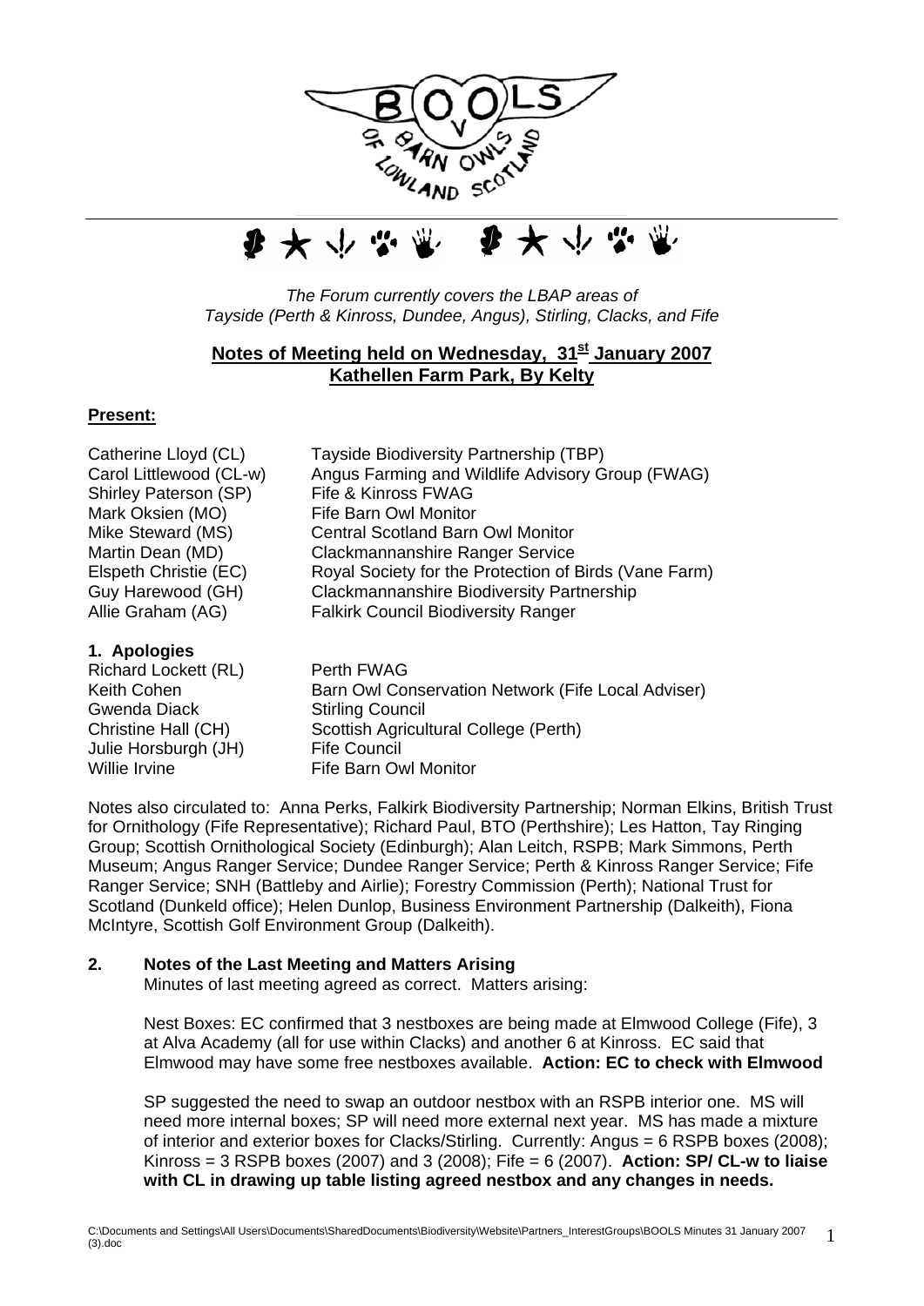*The Forum currently covers the LBAP areas of Tayside (Perth & Kinross, Dundee, Angus), Stirling, Clacks, and Fife*

## Notes of Meeting held on Wednesday, 31st January 2007 Kathellen Farm Park, By Kelty

**Present:**

| | |
|---|---|
| Catherine Lloyd (CL) | Tayside Biodiversity Partnership (TBP) |
| Carol Littlewood (CL-w) | Angus Farming and Wildlife Advisory Group (FWAG) |
| Shirley Paterson (SP) | Fife & Kinross FWAG |
| Mark Oksien (MO) | Fife Barn Owl Monitor |
| Mike Steward (MS) | Central Scotland Barn Owl Monitor |
| Martin Dean (MD) | Clackmannanshire Ranger Service |
| Elspeth Christie (EC) | Royal Society for the Protection of Birds (Vane Farm) |
| Guy Harewood (GH) | Clackmannanshire Biodiversity Partnership |
| Allie Graham (AG) | Falkirk Council Biodiversity Ranger |

**1. Apologies**

| | |
|---|---|
| Richard Lockett (RL) | Perth FWAG |
| Keith Cohen | Barn Owl Conservation Network (Fife Local Adviser) |
| Gwenda Diack | Stirling Council |
| Christine Hall (CH) | Scottish Agricultural College (Perth) |
| Julie Horsburgh (JH) | Fife Council |
| Willie Irvine | Fife Barn Owl Monitor |

Notes also circulated to: Anna Perks, Falkirk Biodiversity Partnership; Norman Elkins, British Trust for Ornithology (Fife Representative); Richard Paul, BTO (Perthshire); Les Hatton, Tay Ringing Group; Scottish Ornithological Society (Edinburgh); Alan Leitch, RSPB; Mark Simmons, Perth Museum; Angus Ranger Service; Dundee Ranger Service; Perth & Kinross Ranger Service; Fife Ranger Service; SNH (Battleby and Airlie); Forestry Commission (Perth); National Trust for Scotland (Dunkeld office); Helen Dunlop, Business Environment Partnership (Dalkeith), Fiona McIntyre, Scottish Golf Environment Group (Dalkeith).

**2. Notes of the Last Meeting and Matters Arising**

Minutes of last meeting agreed as correct. Matters arising:

Nest Boxes: EC confirmed that 3 nestboxes are being made at Elmwood College (Fife), 3 at Alva Academy (all for use within Clacks) and another 6 at Kinross. EC said that Elmwood may have some free nestboxes available. **Action: EC to check with Elmwood**

SP suggested the need to swap an outdoor nestbox with an RSPB interior one. MS will need more internal boxes; SP will need more external next year. MS has made a mixture of interior and exterior boxes for Clacks/Stirling. Currently: Angus = 6 RSPB boxes (2008); Kinross = 3 RSPB boxes (2007) and 3 (2008); Fife = 6 (2007). **Action: SP/ CL-w to liaise with CL in drawing up table listing agreed nestbox and any changes in needs.**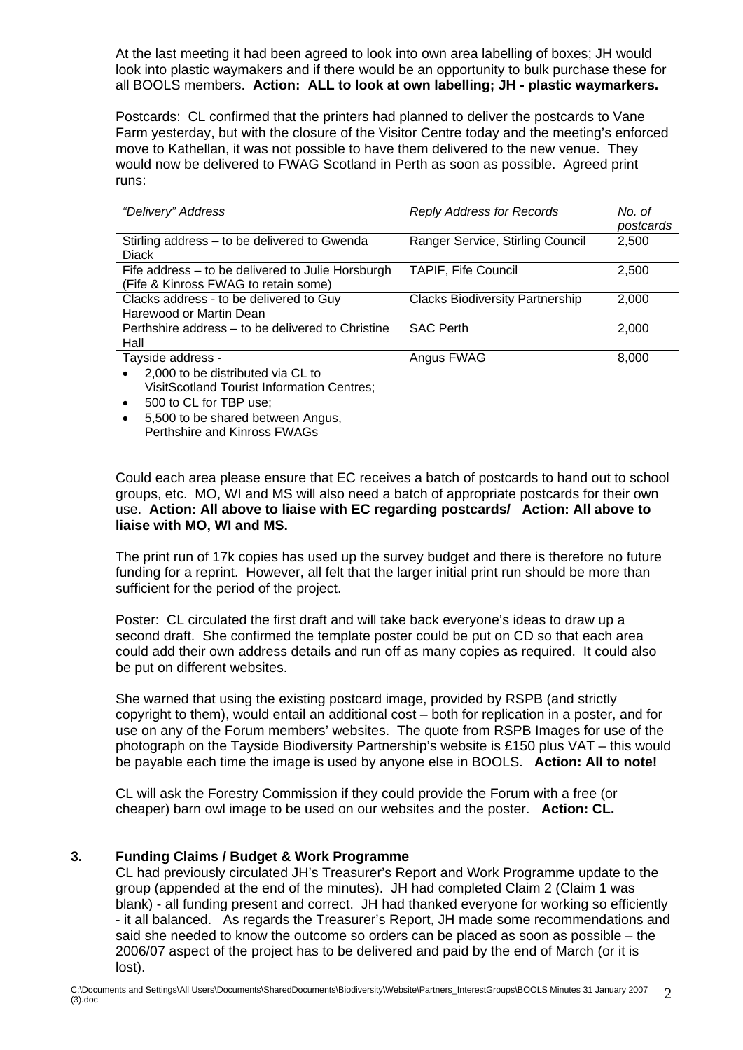At the last meeting it had been agreed to look into own area labelling of boxes; JH would look into plastic waymakers and if there would be an opportunity to bulk purchase these for all BOOLS members. **Action: ALL to look at own labelling; JH - plastic waymarkers.**

Postcards: CL confirmed that the printers had planned to deliver the postcards to Vane Farm yesterday, but with the closure of the Visitor Centre today and the meeting's enforced move to Kathellan, it was not possible to have them delivered to the new venue. They would now be delivered to FWAG Scotland in Perth as soon as possible. Agreed print runs:

| *"Delivery" Address* | *Reply Address for Records* | *No. of postcards* |
|---|---|---|
| Stirling address – to be delivered to Gwenda Diack | Ranger Service, Stirling Council | 2,500 |
| Fife address – to be delivered to Julie Horsburgh (Fife & Kinross FWAG to retain some) | TAPIF, Fife Council | 2,500 |
| Clacks address - to be delivered to Guy Harewood or Martin Dean | Clacks Biodiversity Partnership | 2,000 |
| Perthshire address – to be delivered to Christine Hall | SAC Perth | 2,000 |
| Tayside address - <br>• 2,000 to be distributed via CL to VisitScotland Tourist Information Centres; <br>• 500 to CL for TBP use; <br>• 5,500 to be shared between Angus, Perthshire and Kinross FWAGs | Angus FWAG | 8,000 |

Could each area please ensure that EC receives a batch of postcards to hand out to school groups, etc. MO, WI and MS will also need a batch of appropriate postcards for their own use. **Action: All above to liaise with EC regarding postcards/ Action: All above to liaise with MO, WI and MS.**

The print run of 17k copies has used up the survey budget and there is therefore no future funding for a reprint. However, all felt that the larger initial print run should be more than sufficient for the period of the project.

Poster: CL circulated the first draft and will take back everyone's ideas to draw up a second draft. She confirmed the template poster could be put on CD so that each area could add their own address details and run off as many copies as required. It could also be put on different websites.

She warned that using the existing postcard image, provided by RSPB (and strictly copyright to them), would entail an additional cost – both for replication in a poster, and for use on any of the Forum members' websites. The quote from RSPB Images for use of the photograph on the Tayside Biodiversity Partnership's website is £150 plus VAT – this would be payable each time the image is used by anyone else in BOOLS. **Action: All to note!**

CL will ask the Forestry Commission if they could provide the Forum with a free (or cheaper) barn owl image to be used on our websites and the poster. **Action: CL.**

## 3. Funding Claims / Budget & Work Programme

CL had previously circulated JH's Treasurer's Report and Work Programme update to the group (appended at the end of the minutes). JH had completed Claim 2 (Claim 1 was blank) - all funding present and correct. JH had thanked everyone for working so efficiently - it all balanced. As regards the Treasurer's Report, JH made some recommendations and said she needed to know the outcome so orders can be placed as soon as possible – the 2006/07 aspect of the project has to be delivered and paid by the end of March (or it is lost).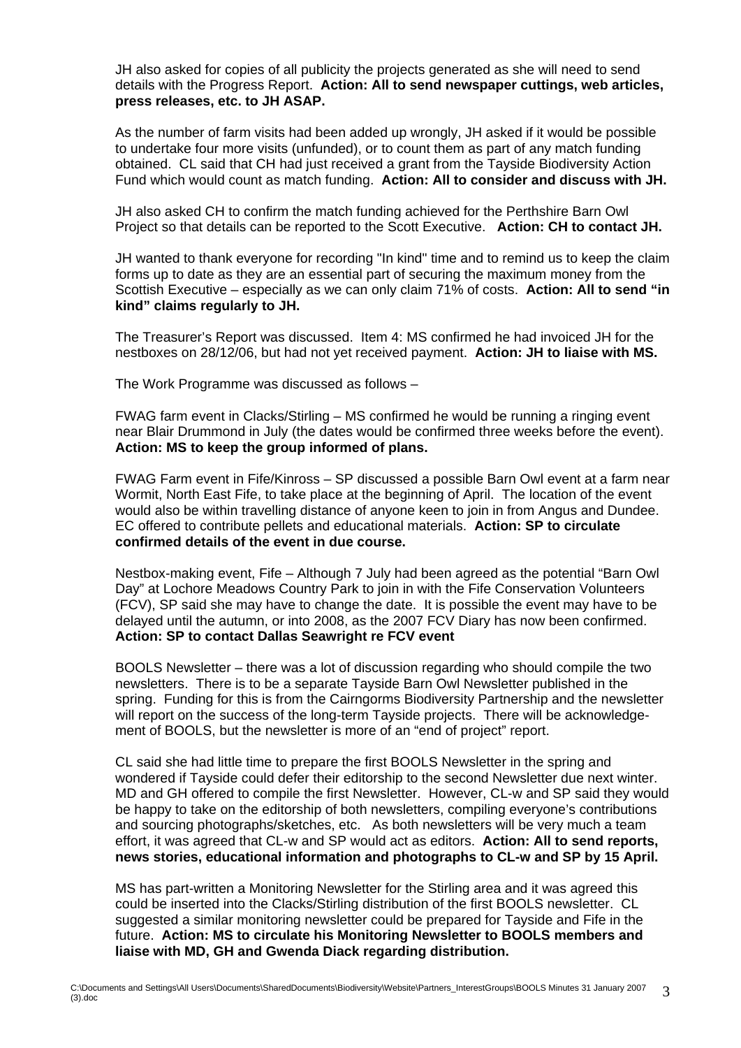JH also asked for copies of all publicity the projects generated as she will need to send details with the Progress Report. **Action: All to send newspaper cuttings, web articles, press releases, etc. to JH ASAP.**

As the number of farm visits had been added up wrongly, JH asked if it would be possible to undertake four more visits (unfunded), or to count them as part of any match funding obtained. CL said that CH had just received a grant from the Tayside Biodiversity Action Fund which would count as match funding. **Action: All to consider and discuss with JH.**

JH also asked CH to confirm the match funding achieved for the Perthshire Barn Owl Project so that details can be reported to the Scott Executive. **Action: CH to contact JH.**

JH wanted to thank everyone for recording "In kind" time and to remind us to keep the claim forms up to date as they are an essential part of securing the maximum money from the Scottish Executive – especially as we can only claim 71% of costs. **Action: All to send "in kind" claims regularly to JH.**

The Treasurer's Report was discussed. Item 4: MS confirmed he had invoiced JH for the nestboxes on 28/12/06, but had not yet received payment. **Action: JH to liaise with MS.**

The Work Programme was discussed as follows –

FWAG farm event in Clacks/Stirling – MS confirmed he would be running a ringing event near Blair Drummond in July (the dates would be confirmed three weeks before the event). **Action: MS to keep the group informed of plans.**

FWAG Farm event in Fife/Kinross – SP discussed a possible Barn Owl event at a farm near Wormit, North East Fife, to take place at the beginning of April. The location of the event would also be within travelling distance of anyone keen to join in from Angus and Dundee. EC offered to contribute pellets and educational materials. **Action: SP to circulate confirmed details of the event in due course.**

Nestbox-making event, Fife – Although 7 July had been agreed as the potential "Barn Owl Day" at Lochore Meadows Country Park to join in with the Fife Conservation Volunteers (FCV), SP said she may have to change the date. It is possible the event may have to be delayed until the autumn, or into 2008, as the 2007 FCV Diary has now been confirmed. **Action: SP to contact Dallas Seawright re FCV event**

BOOLS Newsletter – there was a lot of discussion regarding who should compile the two newsletters. There is to be a separate Tayside Barn Owl Newsletter published in the spring. Funding for this is from the Cairngorms Biodiversity Partnership and the newsletter will report on the success of the long-term Tayside projects. There will be acknowledgement of BOOLS, but the newsletter is more of an "end of project" report.

CL said she had little time to prepare the first BOOLS Newsletter in the spring and wondered if Tayside could defer their editorship to the second Newsletter due next winter. MD and GH offered to compile the first Newsletter. However, CL-w and SP said they would be happy to take on the editorship of both newsletters, compiling everyone's contributions and sourcing photographs/sketches, etc. As both newsletters will be very much a team effort, it was agreed that CL-w and SP would act as editors. **Action: All to send reports, news stories, educational information and photographs to CL-w and SP by 15 April.**

MS has part-written a Monitoring Newsletter for the Stirling area and it was agreed this could be inserted into the Clacks/Stirling distribution of the first BOOLS newsletter. CL suggested a similar monitoring newsletter could be prepared for Tayside and Fife in the future. **Action: MS to circulate his Monitoring Newsletter to BOOLS members and liaise with MD, GH and Gwenda Diack regarding distribution.**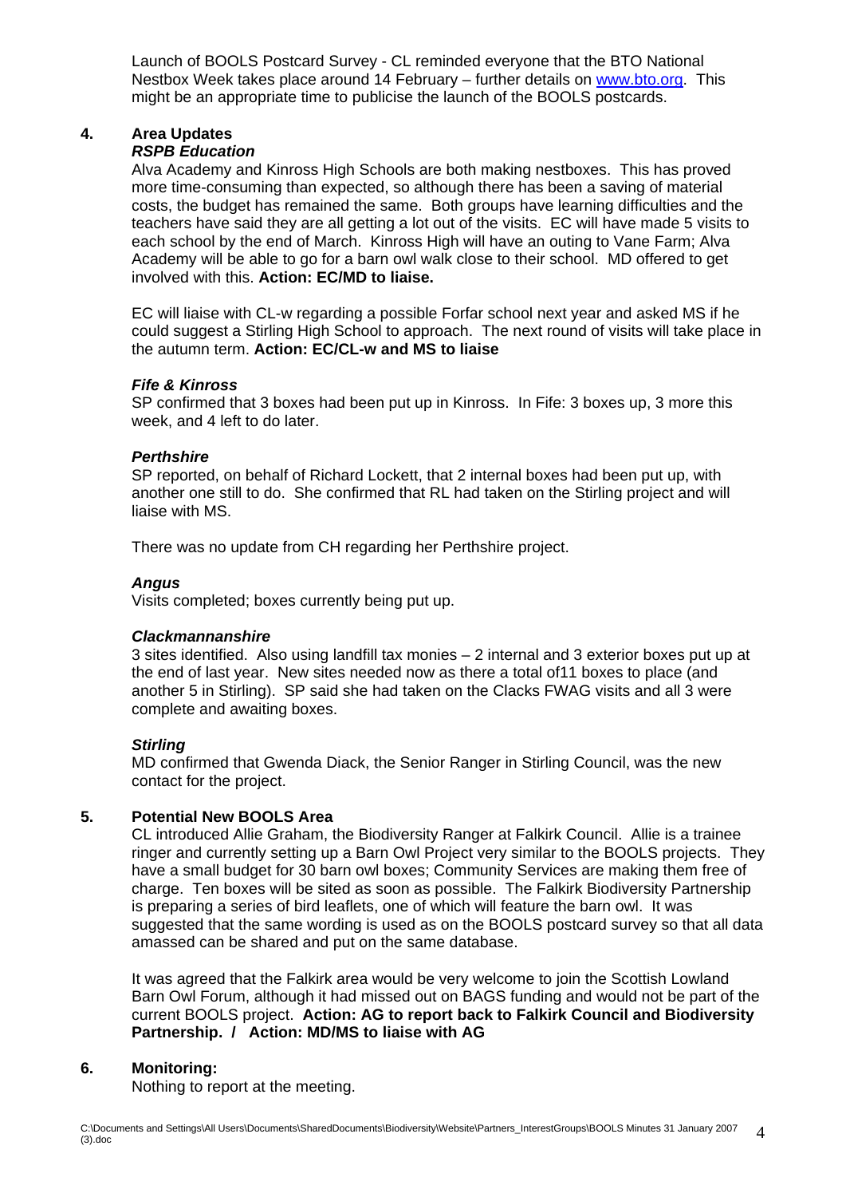Launch of BOOLS Postcard Survey - CL reminded everyone that the BTO National Nestbox Week takes place around 14 February – further details on www.bto.org. This might be an appropriate time to publicise the launch of the BOOLS postcards.

## 4. Area Updates

### *RSPB Education*

Alva Academy and Kinross High Schools are both making nestboxes. This has proved more time-consuming than expected, so although there has been a saving of material costs, the budget has remained the same. Both groups have learning difficulties and the teachers have said they are all getting a lot out of the visits. EC will have made 5 visits to each school by the end of March. Kinross High will have an outing to Vane Farm; Alva Academy will be able to go for a barn owl walk close to their school. MD offered to get involved with this. **Action: EC/MD to liaise.**

EC will liaise with CL-w regarding a possible Forfar school next year and asked MS if he could suggest a Stirling High School to approach. The next round of visits will take place in the autumn term. **Action: EC/CL-w and MS to liaise**

### *Fife & Kinross*

SP confirmed that 3 boxes had been put up in Kinross. In Fife: 3 boxes up, 3 more this week, and 4 left to do later.

### *Perthshire*

SP reported, on behalf of Richard Lockett, that 2 internal boxes had been put up, with another one still to do. She confirmed that RL had taken on the Stirling project and will liaise with MS.

There was no update from CH regarding her Perthshire project.

### *Angus*

Visits completed; boxes currently being put up.

### *Clackmannanshire*

3 sites identified. Also using landfill tax monies – 2 internal and 3 exterior boxes put up at the end of last year. New sites needed now as there a total of11 boxes to place (and another 5 in Stirling). SP said she had taken on the Clacks FWAG visits and all 3 were complete and awaiting boxes.

### *Stirling*

MD confirmed that Gwenda Diack, the Senior Ranger in Stirling Council, was the new contact for the project.

## 5. Potential New BOOLS Area

CL introduced Allie Graham, the Biodiversity Ranger at Falkirk Council. Allie is a trainee ringer and currently setting up a Barn Owl Project very similar to the BOOLS projects. They have a small budget for 30 barn owl boxes; Community Services are making them free of charge. Ten boxes will be sited as soon as possible. The Falkirk Biodiversity Partnership is preparing a series of bird leaflets, one of which will feature the barn owl. It was suggested that the same wording is used as on the BOOLS postcard survey so that all data amassed can be shared and put on the same database.

It was agreed that the Falkirk area would be very welcome to join the Scottish Lowland Barn Owl Forum, although it had missed out on BAGS funding and would not be part of the current BOOLS project. **Action: AG to report back to Falkirk Council and Biodiversity Partnership. / Action: MD/MS to liaise with AG**

## 6. Monitoring:

Nothing to report at the meeting.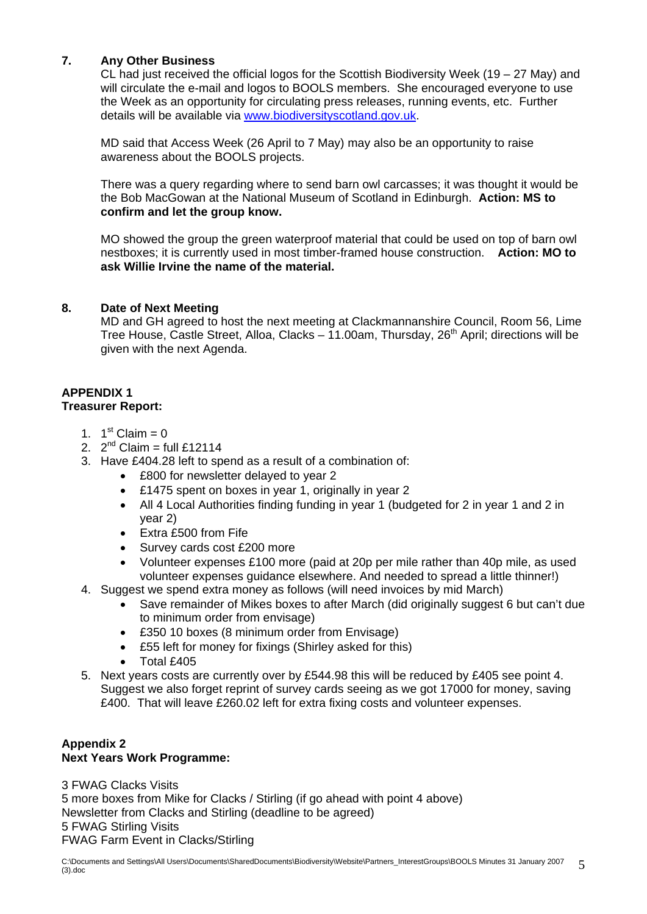## 7. Any Other Business

CL had just received the official logos for the Scottish Biodiversity Week (19 – 27 May) and will circulate the e-mail and logos to BOOLS members. She encouraged everyone to use the Week as an opportunity for circulating press releases, running events, etc. Further details will be available via [www.biodiversityscotland.gov.uk](www.biodiversityscotland.gov.uk).

MD said that Access Week (26 April to 7 May) may also be an opportunity to raise awareness about the BOOLS projects.

There was a query regarding where to send barn owl carcasses; it was thought it would be the Bob MacGowan at the National Museum of Scotland in Edinburgh. **Action: MS to confirm and let the group know.**

MO showed the group the green waterproof material that could be used on top of barn owl nestboxes; it is currently used in most timber-framed house construction. **Action: MO to ask Willie Irvine the name of the material.**

## 8. Date of Next Meeting

MD and GH agreed to host the next meeting at Clackmannanshire Council, Room 56, Lime Tree House, Castle Street, Alloa, Clacks – 11.00am, Thursday, 26th April; directions will be given with the next Agenda.

## APPENDIX 1
**Treasurer Report:**

1. 1st Claim = 0
2. 2nd Claim = full £12114
3. Have £404.28 left to spend as a result of a combination of:
   - £800 for newsletter delayed to year 2
   - £1475 spent on boxes in year 1, originally in year 2
   - All 4 Local Authorities finding funding in year 1 (budgeted for 2 in year 1 and 2 in year 2)
   - Extra £500 from Fife
   - Survey cards cost £200 more
   - Volunteer expenses £100 more (paid at 20p per mile rather than 40p mile, as used volunteer expenses guidance elsewhere. And needed to spread a little thinner!)
4. Suggest we spend extra money as follows (will need invoices by mid March)
   - Save remainder of Mikes boxes to after March (did originally suggest 6 but can't due to minimum order from envisage)
   - £350 10 boxes (8 minimum order from Envisage)
   - £55 left for money for fixings (Shirley asked for this)
   - Total £405
5. Next years costs are currently over by £544.98 this will be reduced by £405 see point 4. Suggest we also forget reprint of survey cards seeing as we got 17000 for money, saving £400. That will leave £260.02 left for extra fixing costs and volunteer expenses.

## Appendix 2
**Next Years Work Programme:**

3 FWAG Clacks Visits
5 more boxes from Mike for Clacks / Stirling (if go ahead with point 4 above)
Newsletter from Clacks and Stirling (deadline to be agreed)
5 FWAG Stirling Visits
FWAG Farm Event in Clacks/Stirling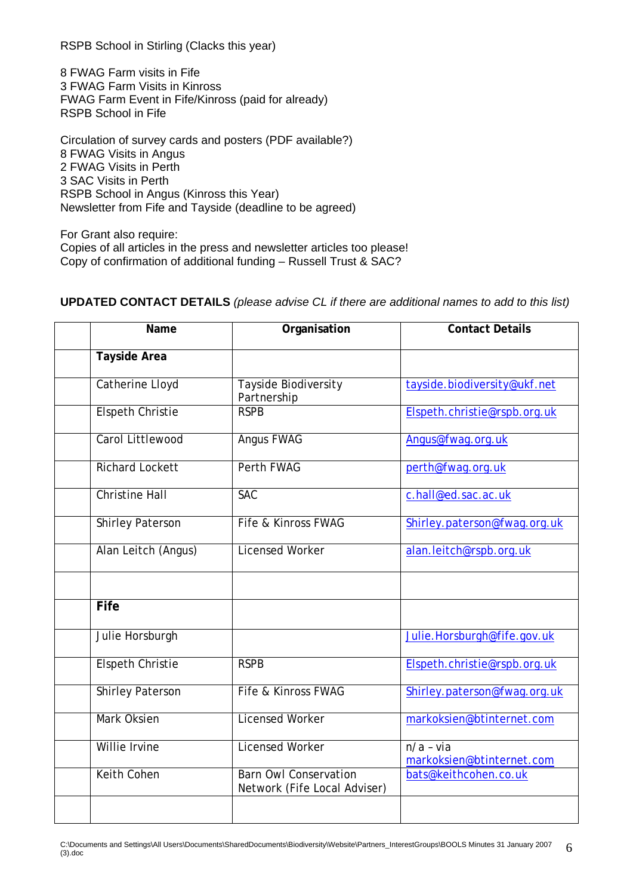RSPB School in Stirling (Clacks this year)

8 FWAG Farm visits in Fife
3 FWAG Farm Visits in Kinross
FWAG Farm Event in Fife/Kinross (paid for already)
RSPB School in Fife

Circulation of survey cards and posters (PDF available?)
8 FWAG Visits in Angus
2 FWAG Visits in Perth
3 SAC Visits in Perth
RSPB School in Angus (Kinross this Year)
Newsletter from Fife and Tayside (deadline to be agreed)

For Grant also require:
Copies of all articles in the press and newsletter articles too please!
Copy of confirmation of additional funding – Russell Trust & SAC?

**UPDATED CONTACT DETAILS** *(please advise CL if there are additional names to add to this list)*

| | Name | Organisation | Contact Details |
|---|---|---|---|
| | **Tayside Area** | | |
| | Catherine Lloyd | Tayside Biodiversity Partnership | tayside.biodiversity@ukf.net |
| | Elspeth Christie | RSPB | Elspeth.christie@rspb.org.uk |
| | Carol Littlewood | Angus FWAG | Angus@fwag.org.uk |
| | Richard Lockett | Perth FWAG | perth@fwag.org.uk |
| | Christine Hall | SAC | c.hall@ed.sac.ac.uk |
| | Shirley Paterson | Fife & Kinross FWAG | Shirley.paterson@fwag.org.uk |
| | Alan Leitch (Angus) | Licensed Worker | alan.leitch@rspb.org.uk |
| | | | |
| | **Fife** | | |
| | Julie Horsburgh | | Julie.Horsburgh@fife.gov.uk |
| | Elspeth Christie | RSPB | Elspeth.christie@rspb.org.uk |
| | Shirley Paterson | Fife & Kinross FWAG | Shirley.paterson@fwag.org.uk |
| | Mark Oksien | Licensed Worker | markoksien@btinternet.com |
| | Willie Irvine | Licensed Worker | n/a – via markoksien@btinternet.com |
| | Keith Cohen | Barn Owl Conservation Network (Fife Local Adviser) | bats@keithcohen.co.uk |
| | | | |

C:\Documents and Settings\All Users\Documents\SharedDocuments\Biodiversity\Website\Partners_InterestGroups\BOOLS Minutes 31 January 2007 (3).doc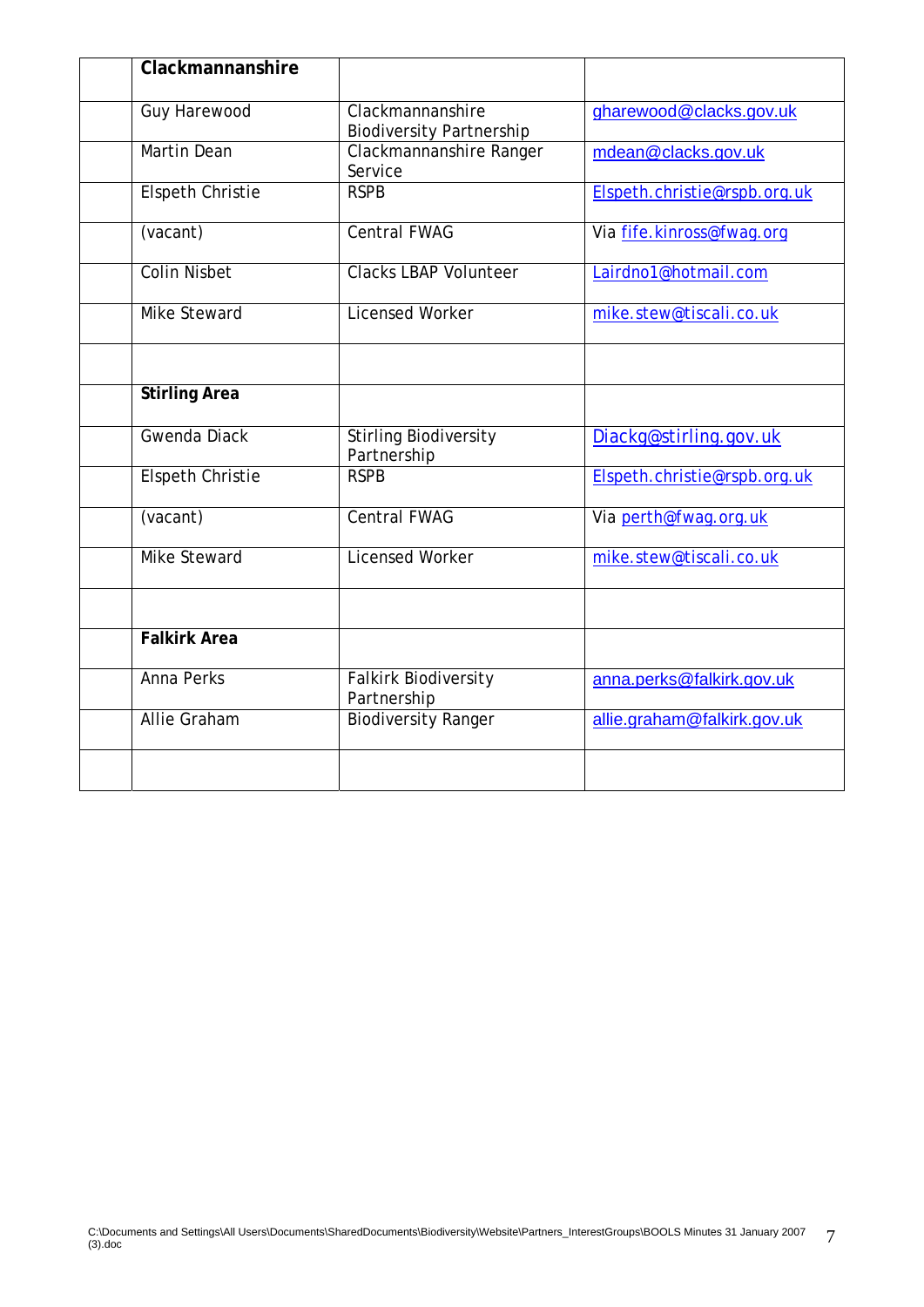| | | | |
|---|---|---|---|
| | **Clackmannanshire** | | |
| | Guy Harewood | Clackmannanshire Biodiversity Partnership | gharewood@clacks.gov.uk |
| | Martin Dean | Clackmannanshire Ranger Service | mdean@clacks.gov.uk |
| | Elspeth Christie | RSPB | Elspeth.christie@rspb.org.uk |
| | (vacant) | Central FWAG | Via fife.kinross@fwag.org |
| | Colin Nisbet | Clacks LBAP Volunteer | Lairdno1@hotmail.com |
| | Mike Steward | Licensed Worker | mike.stew@tiscali.co.uk |
| | | | |
| | **Stirling Area** | | |
| | Gwenda Diack | Stirling Biodiversity Partnership | Diackg@stirling.gov.uk |
| | Elspeth Christie | RSPB | Elspeth.christie@rspb.org.uk |
| | (vacant) | Central FWAG | Via perth@fwag.org.uk |
| | Mike Steward | Licensed Worker | mike.stew@tiscali.co.uk |
| | | | |
| | **Falkirk Area** | | |
| | Anna Perks | Falkirk Biodiversity Partnership | anna.perks@falkirk.gov.uk |
| | Allie Graham | Biodiversity Ranger | allie.graham@falkirk.gov.uk |
| | | | |

C:\Documents and Settings\All Users\Documents\SharedDocuments\Biodiversity\Website\Partners_InterestGroups\BOOLS Minutes 31 January 2007 (3).doc